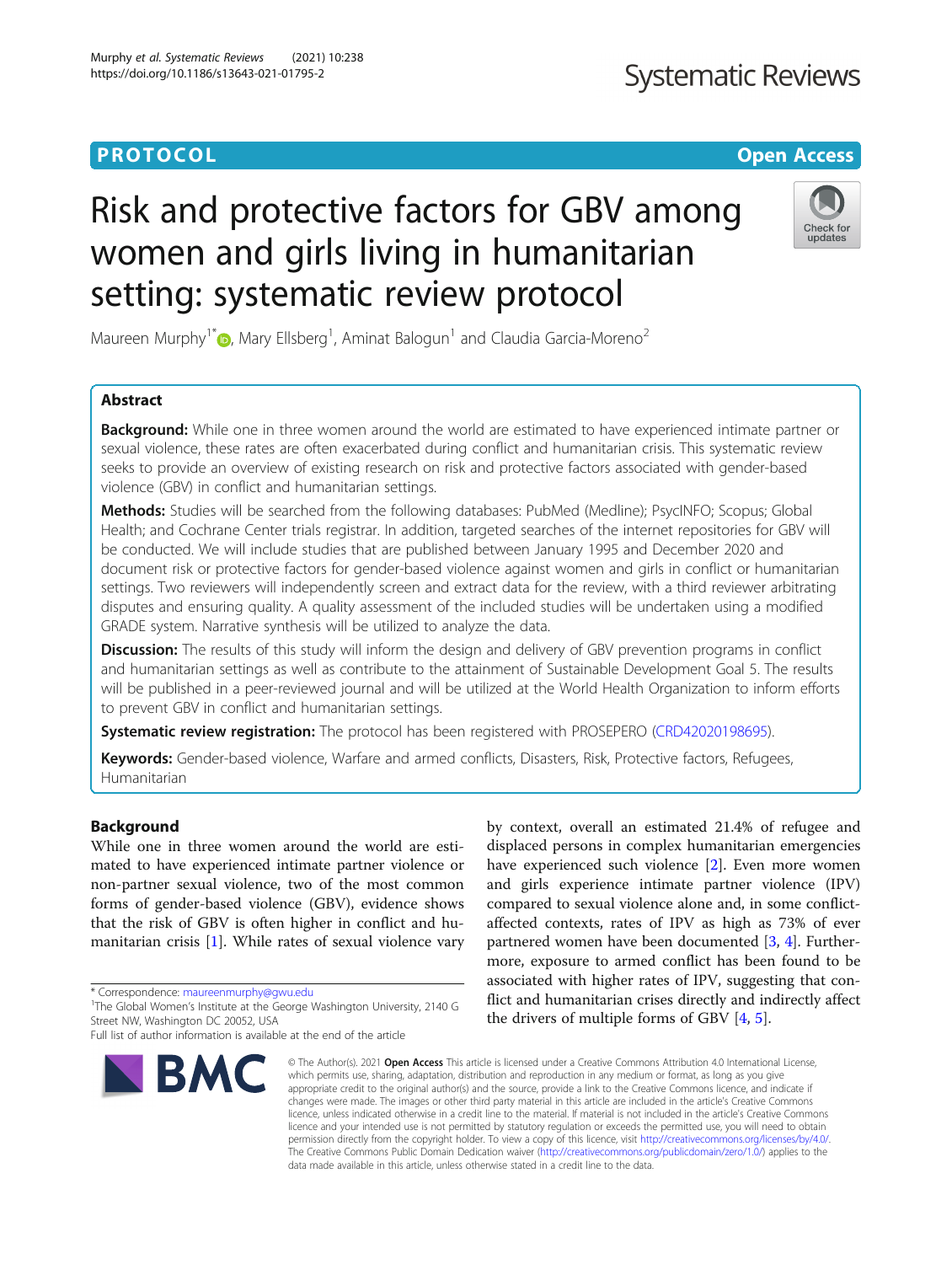PROTOCOL

Open Access

# Risk and protective factors for GBV among women and girls living in humanitarian setting: systematic review protocol

Maureen Murphy[1*], Mary Ellsberg[1], Aminat Balogun[1] and Claudia Garcia-Moreno[2]

## Abstract

**Background:** While one in three women around the world are estimated to have experienced intimate partner or sexual violence, these rates are often exacerbated during conflict and humanitarian crisis. This systematic review seeks to provide an overview of existing research on risk and protective factors associated with gender-based violence (GBV) in conflict and humanitarian settings.

**Methods:** Studies will be searched from the following databases: PubMed (Medline); PsycINFO; Scopus; Global Health; and Cochrane Center trials registrar. In addition, targeted searches of the internet repositories for GBV will be conducted. We will include studies that are published between January 1995 and December 2020 and document risk or protective factors for gender-based violence against women and girls in conflict or humanitarian settings. Two reviewers will independently screen and extract data for the review, with a third reviewer arbitrating disputes and ensuring quality. A quality assessment of the included studies will be undertaken using a modified GRADE system. Narrative synthesis will be utilized to analyze the data.

**Discussion:** The results of this study will inform the design and delivery of GBV prevention programs in conflict and humanitarian settings as well as contribute to the attainment of Sustainable Development Goal 5. The results will be published in a peer-reviewed journal and will be utilized at the World Health Organization to inform efforts to prevent GBV in conflict and humanitarian settings.

**Systematic review registration:** The protocol has been registered with PROSEPERO (CRD42020198695).

**Keywords:** Gender-based violence, Warfare and armed conflicts, Disasters, Risk, Protective factors, Refugees, Humanitarian

## Background

While one in three women around the world are estimated to have experienced intimate partner violence or non-partner sexual violence, two of the most common forms of gender-based violence (GBV), evidence shows that the risk of GBV is often higher in conflict and humanitarian crisis [1]. While rates of sexual violence vary by context, overall an estimated 21.4% of refugee and displaced persons in complex humanitarian emergencies have experienced such violence [2]. Even more women and girls experience intimate partner violence (IPV) compared to sexual violence alone and, in some conflict-affected contexts, rates of IPV as high as 73% of ever partnered women have been documented [3, 4]. Furthermore, exposure to armed conflict has been found to be associated with higher rates of IPV, suggesting that conflict and humanitarian crises directly and indirectly affect the drivers of multiple forms of GBV [4, 5].

* Correspondence: maureenmurphy@gwu.edu
[1]The Global Women's Institute at the George Washington University, 2140 G Street NW, Washington DC 20052, USA
Full list of author information is available at the end of the article

© The Author(s). 2021 **Open Access** This article is licensed under a Creative Commons Attribution 4.0 International License, which permits use, sharing, adaptation, distribution and reproduction in any medium or format, as long as you give appropriate credit to the original author(s) and the source, provide a link to the Creative Commons licence, and indicate if changes were made. The images or other third party material in this article are included in the article's Creative Commons licence, unless indicated otherwise in a credit line to the material. If material is not included in the article's Creative Commons licence and your intended use is not permitted by statutory regulation or exceeds the permitted use, you will need to obtain permission directly from the copyright holder. To view a copy of this licence, visit http://creativecommons.org/licenses/by/4.0/. The Creative Commons Public Domain Dedication waiver (http://creativecommons.org/publicdomain/zero/1.0/) applies to the data made available in this article, unless otherwise stated in a credit line to the data.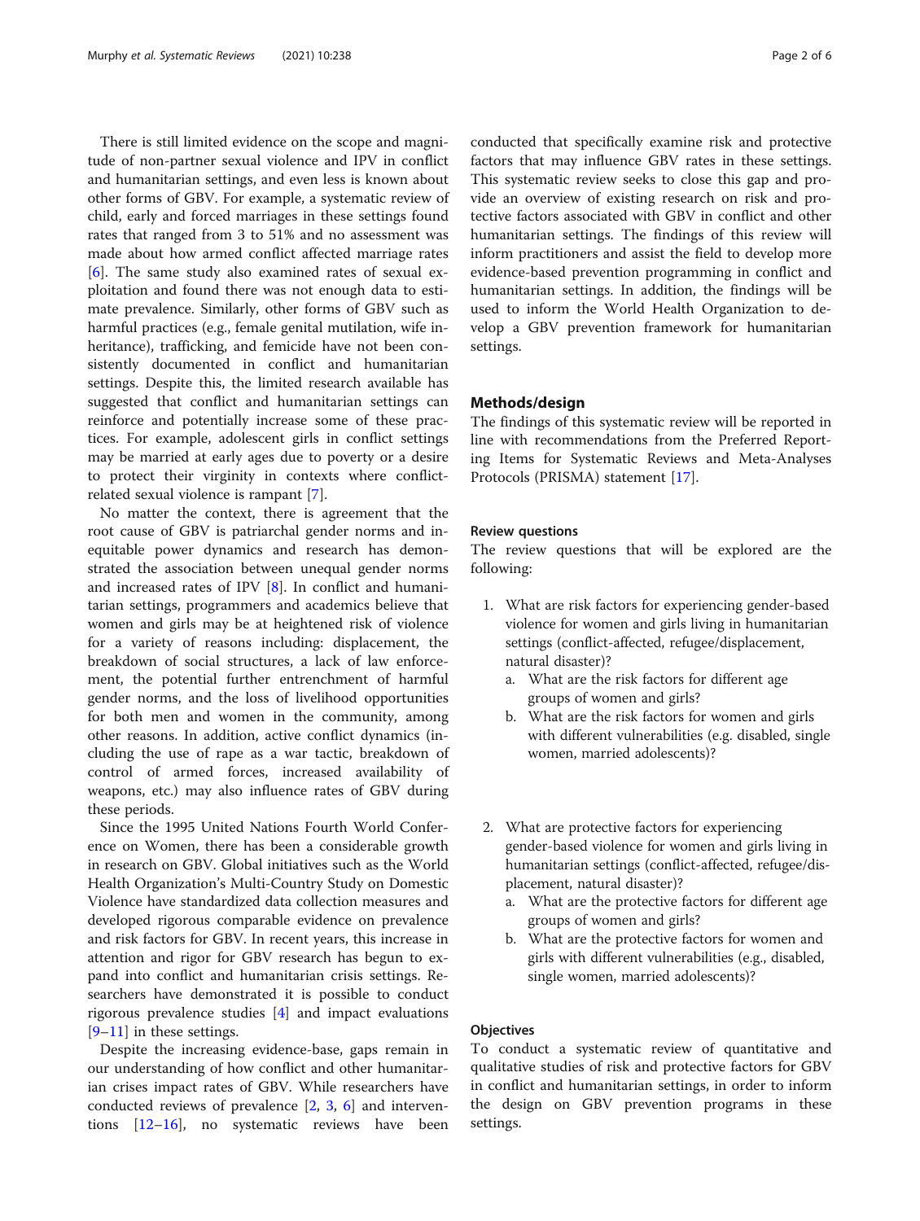There is still limited evidence on the scope and magnitude of non-partner sexual violence and IPV in conflict and humanitarian settings, and even less is known about other forms of GBV. For example, a systematic review of child, early and forced marriages in these settings found rates that ranged from 3 to 51% and no assessment was made about how armed conflict affected marriage rates [6]. The same study also examined rates of sexual exploitation and found there was not enough data to estimate prevalence. Similarly, other forms of GBV such as harmful practices (e.g., female genital mutilation, wife inheritance), trafficking, and femicide have not been consistently documented in conflict and humanitarian settings. Despite this, the limited research available has suggested that conflict and humanitarian settings can reinforce and potentially increase some of these practices. For example, adolescent girls in conflict settings may be married at early ages due to poverty or a desire to protect their virginity in contexts where conflict-related sexual violence is rampant [7].

No matter the context, there is agreement that the root cause of GBV is patriarchal gender norms and inequitable power dynamics and research has demonstrated the association between unequal gender norms and increased rates of IPV [8]. In conflict and humanitarian settings, programmers and academics believe that women and girls may be at heightened risk of violence for a variety of reasons including: displacement, the breakdown of social structures, a lack of law enforcement, the potential further entrenchment of harmful gender norms, and the loss of livelihood opportunities for both men and women in the community, among other reasons. In addition, active conflict dynamics (including the use of rape as a war tactic, breakdown of control of armed forces, increased availability of weapons, etc.) may also influence rates of GBV during these periods.

Since the 1995 United Nations Fourth World Conference on Women, there has been a considerable growth in research on GBV. Global initiatives such as the World Health Organization's Multi-Country Study on Domestic Violence have standardized data collection measures and developed rigorous comparable evidence on prevalence and risk factors for GBV. In recent years, this increase in attention and rigor for GBV research has begun to expand into conflict and humanitarian crisis settings. Researchers have demonstrated it is possible to conduct rigorous prevalence studies [4] and impact evaluations [9–11] in these settings.

Despite the increasing evidence-base, gaps remain in our understanding of how conflict and other humanitarian crises impact rates of GBV. While researchers have conducted reviews of prevalence [2, 3, 6] and interventions [12–16], no systematic reviews have been conducted that specifically examine risk and protective factors that may influence GBV rates in these settings. This systematic review seeks to close this gap and provide an overview of existing research on risk and protective factors associated with GBV in conflict and other humanitarian settings. The findings of this review will inform practitioners and assist the field to develop more evidence-based prevention programming in conflict and humanitarian settings. In addition, the findings will be used to inform the World Health Organization to develop a GBV prevention framework for humanitarian settings.

## Methods/design

The findings of this systematic review will be reported in line with recommendations from the Preferred Reporting Items for Systematic Reviews and Meta-Analyses Protocols (PRISMA) statement [17].

### Review questions

The review questions that will be explored are the following:

1. What are risk factors for experiencing gender-based violence for women and girls living in humanitarian settings (conflict-affected, refugee/displacement, natural disaster)?
   a. What are the risk factors for different age groups of women and girls?
   b. What are the risk factors for women and girls with different vulnerabilities (e.g. disabled, single women, married adolescents)?

2. What are protective factors for experiencing gender-based violence for women and girls living in humanitarian settings (conflict-affected, refugee/displacement, natural disaster)?
   a. What are the protective factors for different age groups of women and girls?
   b. What are the protective factors for women and girls with different vulnerabilities (e.g., disabled, single women, married adolescents)?

### Objectives

To conduct a systematic review of quantitative and qualitative studies of risk and protective factors for GBV in conflict and humanitarian settings, in order to inform the design on GBV prevention programs in these settings.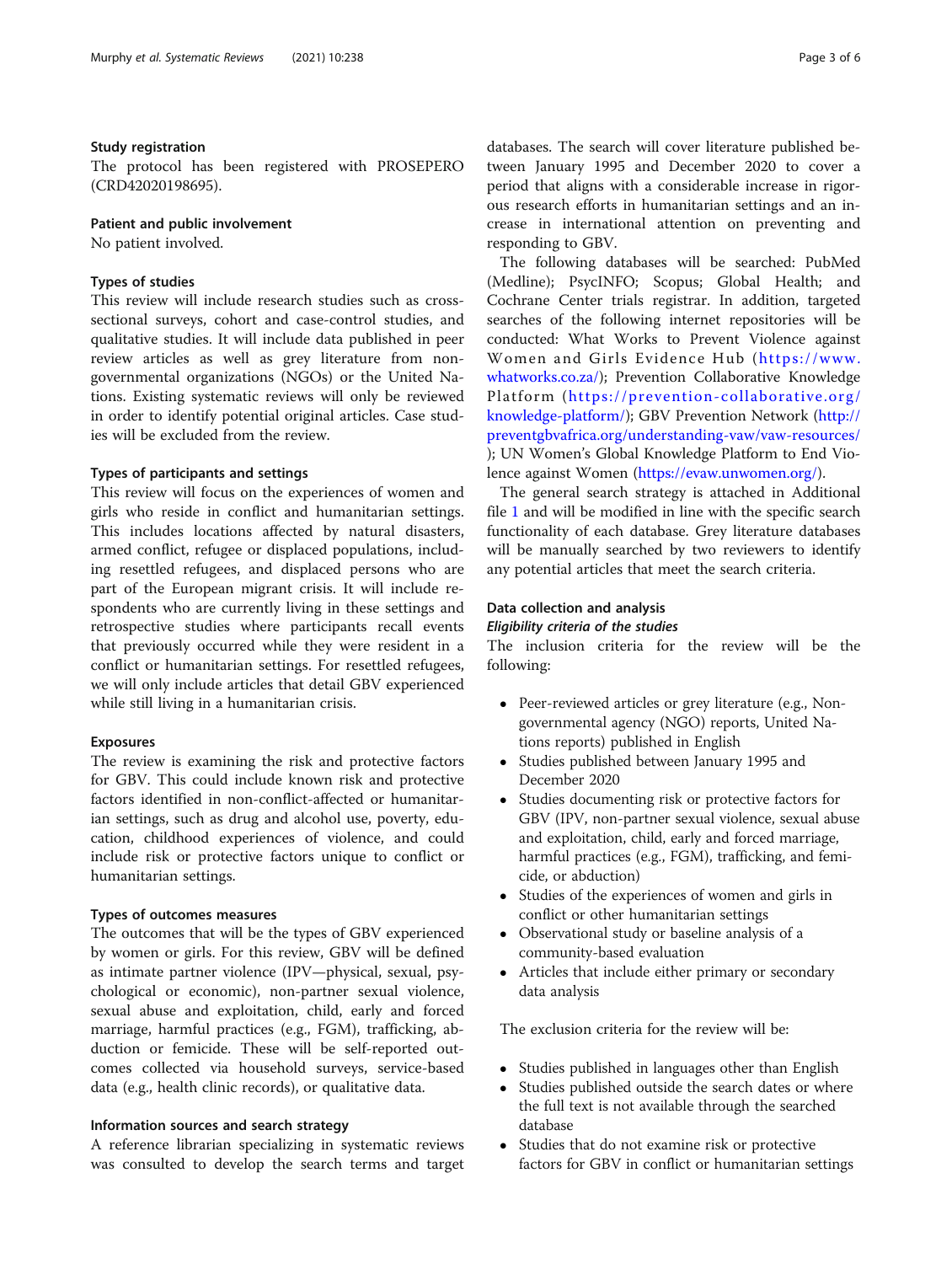### Study registration

The protocol has been registered with PROSEPERO (CRD42020198695).

### Patient and public involvement

No patient involved.

### Types of studies

This review will include research studies such as cross-sectional surveys, cohort and case-control studies, and qualitative studies. It will include data published in peer review articles as well as grey literature from non-governmental organizations (NGOs) or the United Nations. Existing systematic reviews will only be reviewed in order to identify potential original articles. Case studies will be excluded from the review.

### Types of participants and settings

This review will focus on the experiences of women and girls who reside in conflict and humanitarian settings. This includes locations affected by natural disasters, armed conflict, refugee or displaced populations, including resettled refugees, and displaced persons who are part of the European migrant crisis. It will include respondents who are currently living in these settings and retrospective studies where participants recall events that previously occurred while they were resident in a conflict or humanitarian settings. For resettled refugees, we will only include articles that detail GBV experienced while still living in a humanitarian crisis.

### Exposures

The review is examining the risk and protective factors for GBV. This could include known risk and protective factors identified in non-conflict-affected or humanitarian settings, such as drug and alcohol use, poverty, education, childhood experiences of violence, and could include risk or protective factors unique to conflict or humanitarian settings.

### Types of outcomes measures

The outcomes that will be the types of GBV experienced by women or girls. For this review, GBV will be defined as intimate partner violence (IPV—physical, sexual, psychological or economic), non-partner sexual violence, sexual abuse and exploitation, child, early and forced marriage, harmful practices (e.g., FGM), trafficking, abduction or femicide. These will be self-reported outcomes collected via household surveys, service-based data (e.g., health clinic records), or qualitative data.

### Information sources and search strategy

A reference librarian specializing in systematic reviews was consulted to develop the search terms and target databases. The search will cover literature published between January 1995 and December 2020 to cover a period that aligns with a considerable increase in rigorous research efforts in humanitarian settings and an increase in international attention on preventing and responding to GBV.

The following databases will be searched: PubMed (Medline); PsycINFO; Scopus; Global Health; and Cochrane Center trials registrar. In addition, targeted searches of the following internet repositories will be conducted: What Works to Prevent Violence against Women and Girls Evidence Hub (https://www.whatworks.co.za/); Prevention Collaborative Knowledge Platform (https://prevention-collaborative.org/knowledge-platform/); GBV Prevention Network (http://preventgbvafrica.org/understanding-vaw/vaw-resources/); UN Women's Global Knowledge Platform to End Violence against Women (https://evaw.unwomen.org/).

The general search strategy is attached in Additional file 1 and will be modified in line with the specific search functionality of each database. Grey literature databases will be manually searched by two reviewers to identify any potential articles that meet the search criteria.

### Data collection and analysis

#### *Eligibility criteria of the studies*

The inclusion criteria for the review will be the following:

- Peer-reviewed articles or grey literature (e.g., Non-governmental agency (NGO) reports, United Nations reports) published in English
- Studies published between January 1995 and December 2020
- Studies documenting risk or protective factors for GBV (IPV, non-partner sexual violence, sexual abuse and exploitation, child, early and forced marriage, harmful practices (e.g., FGM), trafficking, and femicide, or abduction)
- Studies of the experiences of women and girls in conflict or other humanitarian settings
- Observational study or baseline analysis of a community-based evaluation
- Articles that include either primary or secondary data analysis

The exclusion criteria for the review will be:

- Studies published in languages other than English
- Studies published outside the search dates or where the full text is not available through the searched database
- Studies that do not examine risk or protective factors for GBV in conflict or humanitarian settings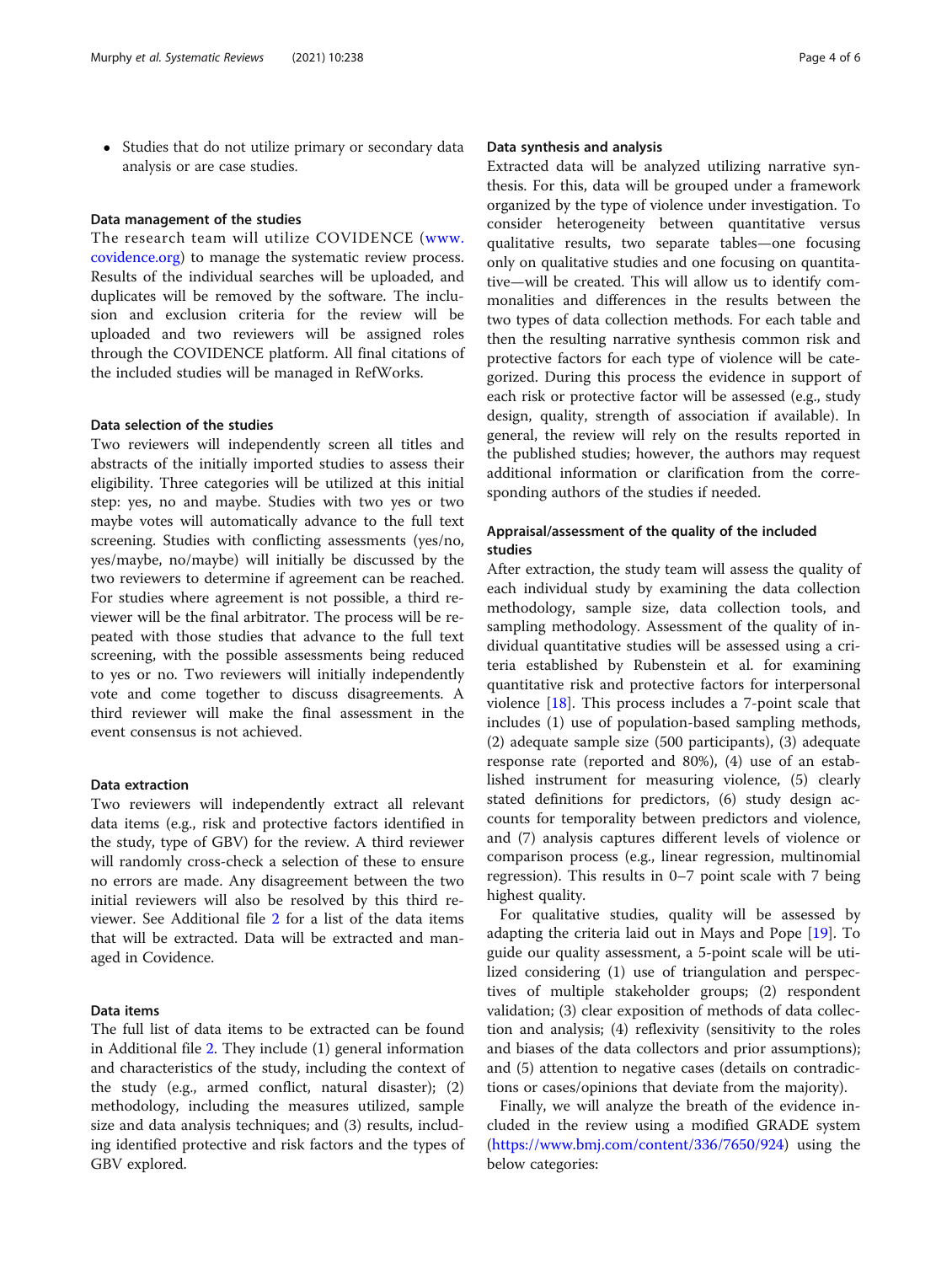- Studies that do not utilize primary or secondary data analysis or are case studies.

### Data management of the studies

The research team will utilize COVIDENCE (www.covidence.org) to manage the systematic review process. Results of the individual searches will be uploaded, and duplicates will be removed by the software. The inclusion and exclusion criteria for the review will be uploaded and two reviewers will be assigned roles through the COVIDENCE platform. All final citations of the included studies will be managed in RefWorks.

### Data selection of the studies

Two reviewers will independently screen all titles and abstracts of the initially imported studies to assess their eligibility. Three categories will be utilized at this initial step: yes, no and maybe. Studies with two yes or two maybe votes will automatically advance to the full text screening. Studies with conflicting assessments (yes/no, yes/maybe, no/maybe) will initially be discussed by the two reviewers to determine if agreement can be reached. For studies where agreement is not possible, a third reviewer will be the final arbitrator. The process will be repeated with those studies that advance to the full text screening, with the possible assessments being reduced to yes or no. Two reviewers will initially independently vote and come together to discuss disagreements. A third reviewer will make the final assessment in the event consensus is not achieved.

### Data extraction

Two reviewers will independently extract all relevant data items (e.g., risk and protective factors identified in the study, type of GBV) for the review. A third reviewer will randomly cross-check a selection of these to ensure no errors are made. Any disagreement between the two initial reviewers will also be resolved by this third reviewer. See Additional file 2 for a list of the data items that will be extracted. Data will be extracted and managed in Covidence.

### Data items

The full list of data items to be extracted can be found in Additional file 2. They include (1) general information and characteristics of the study, including the context of the study (e.g., armed conflict, natural disaster); (2) methodology, including the measures utilized, sample size and data analysis techniques; and (3) results, including identified protective and risk factors and the types of GBV explored.

### Data synthesis and analysis

Extracted data will be analyzed utilizing narrative synthesis. For this, data will be grouped under a framework organized by the type of violence under investigation. To consider heterogeneity between quantitative versus qualitative results, two separate tables—one focusing only on qualitative studies and one focusing on quantitative—will be created. This will allow us to identify commonalities and differences in the results between the two types of data collection methods. For each table and then the resulting narrative synthesis common risk and protective factors for each type of violence will be categorized. During this process the evidence in support of each risk or protective factor will be assessed (e.g., study design, quality, strength of association if available). In general, the review will rely on the results reported in the published studies; however, the authors may request additional information or clarification from the corresponding authors of the studies if needed.

### Appraisal/assessment of the quality of the included studies

After extraction, the study team will assess the quality of each individual study by examining the data collection methodology, sample size, data collection tools, and sampling methodology. Assessment of the quality of individual quantitative studies will be assessed using a criteria established by Rubenstein et al. for examining quantitative risk and protective factors for interpersonal violence [18]. This process includes a 7-point scale that includes (1) use of population-based sampling methods, (2) adequate sample size (500 participants), (3) adequate response rate (reported and 80%), (4) use of an established instrument for measuring violence, (5) clearly stated definitions for predictors, (6) study design accounts for temporality between predictors and violence, and (7) analysis captures different levels of violence or comparison process (e.g., linear regression, multinomial regression). This results in 0–7 point scale with 7 being highest quality.

For qualitative studies, quality will be assessed by adapting the criteria laid out in Mays and Pope [19]. To guide our quality assessment, a 5-point scale will be utilized considering (1) use of triangulation and perspectives of multiple stakeholder groups; (2) respondent validation; (3) clear exposition of methods of data collection and analysis; (4) reflexivity (sensitivity to the roles and biases of the data collectors and prior assumptions); and (5) attention to negative cases (details on contradictions or cases/opinions that deviate from the majority).

Finally, we will analyze the breath of the evidence included in the review using a modified GRADE system (https://www.bmj.com/content/336/7650/924) using the below categories: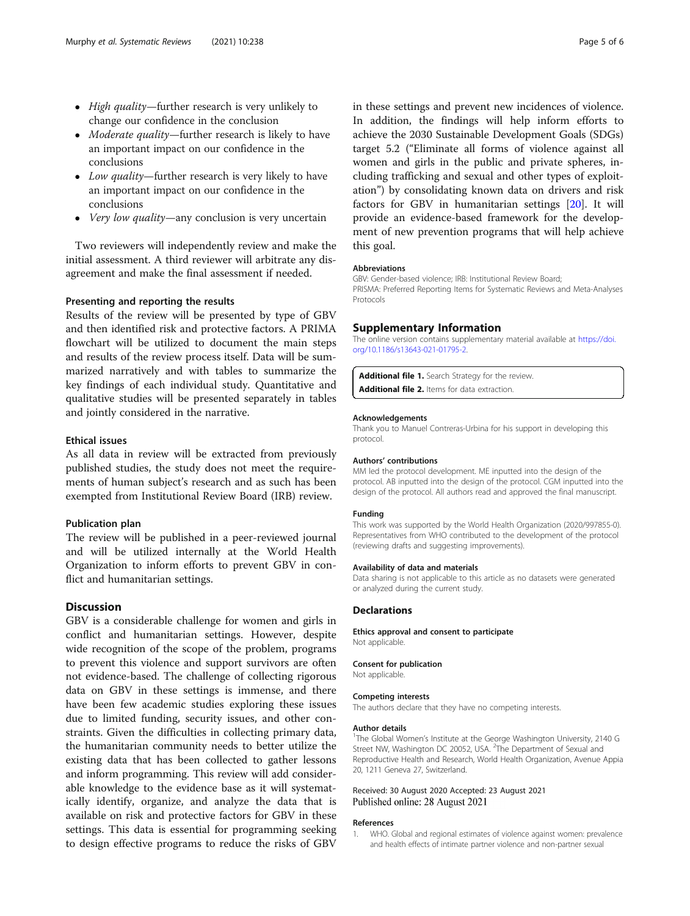- *High quality*—further research is very unlikely to change our confidence in the conclusion
- *Moderate quality*—further research is likely to have an important impact on our confidence in the conclusions
- *Low quality*—further research is very likely to have an important impact on our confidence in the conclusions
- *Very low quality*—any conclusion is very uncertain

Two reviewers will independently review and make the initial assessment. A third reviewer will arbitrate any disagreement and make the final assessment if needed.

### Presenting and reporting the results

Results of the review will be presented by type of GBV and then identified risk and protective factors. A PRIMA flowchart will be utilized to document the main steps and results of the review process itself. Data will be summarized narratively and with tables to summarize the key findings of each individual study. Quantitative and qualitative studies will be presented separately in tables and jointly considered in the narrative.

### Ethical issues

As all data in review will be extracted from previously published studies, the study does not meet the requirements of human subject's research and as such has been exempted from Institutional Review Board (IRB) review.

### Publication plan

The review will be published in a peer-reviewed journal and will be utilized internally at the World Health Organization to inform efforts to prevent GBV in conflict and humanitarian settings.

## Discussion

GBV is a considerable challenge for women and girls in conflict and humanitarian settings. However, despite wide recognition of the scope of the problem, programs to prevent this violence and support survivors are often not evidence-based. The challenge of collecting rigorous data on GBV in these settings is immense, and there have been few academic studies exploring these issues due to limited funding, security issues, and other constraints. Given the difficulties in collecting primary data, the humanitarian community needs to better utilize the existing data that has been collected to gather lessons and inform programming. This review will add considerable knowledge to the evidence base as it will systematically identify, organize, and analyze the data that is available on risk and protective factors for GBV in these settings. This data is essential for programming seeking to design effective programs to reduce the risks of GBV in these settings and prevent new incidences of violence. In addition, the findings will help inform efforts to achieve the 2030 Sustainable Development Goals (SDGs) target 5.2 ("Eliminate all forms of violence against all women and girls in the public and private spheres, including trafficking and sexual and other types of exploitation") by consolidating known data on drivers and risk factors for GBV in humanitarian settings [20]. It will provide an evidence-based framework for the development of new prevention programs that will help achieve this goal.

#### Abbreviations

GBV: Gender-based violence; IRB: Institutional Review Board; PRISMA: Preferred Reporting Items for Systematic Reviews and Meta-Analyses Protocols

## Supplementary Information

The online version contains supplementary material available at https://doi.org/10.1186/s13643-021-01795-2.

**Additional file 1.** Search Strategy for the review.
**Additional file 2.** Items for data extraction.

#### Acknowledgements

Thank you to Manuel Contreras-Urbina for his support in developing this protocol.

#### Authors' contributions

MM led the protocol development. ME inputted into the design of the protocol. AB inputted into the design of the protocol. CGM inputted into the design of the protocol. All authors read and approved the final manuscript.

#### Funding

This work was supported by the World Health Organization (2020/997855-0). Representatives from WHO contributed to the development of the protocol (reviewing drafts and suggesting improvements).

#### Availability of data and materials

Data sharing is not applicable to this article as no datasets were generated or analyzed during the current study.

## Declarations

#### Ethics approval and consent to participate

Not applicable.

#### Consent for publication

Not applicable.

#### Competing interests

The authors declare that they have no competing interests.

#### Author details

[1]The Global Women's Institute at the George Washington University, 2140 G Street NW, Washington DC 20052, USA. [2]The Department of Sexual and Reproductive Health and Research, World Health Organization, Avenue Appia 20, 1211 Geneva 27, Switzerland.

Received: 30 August 2020 Accepted: 23 August 2021
Published online: 28 August 2021

#### References

1. WHO. Global and regional estimates of violence against women: prevalence and health effects of intimate partner violence and non-partner sexual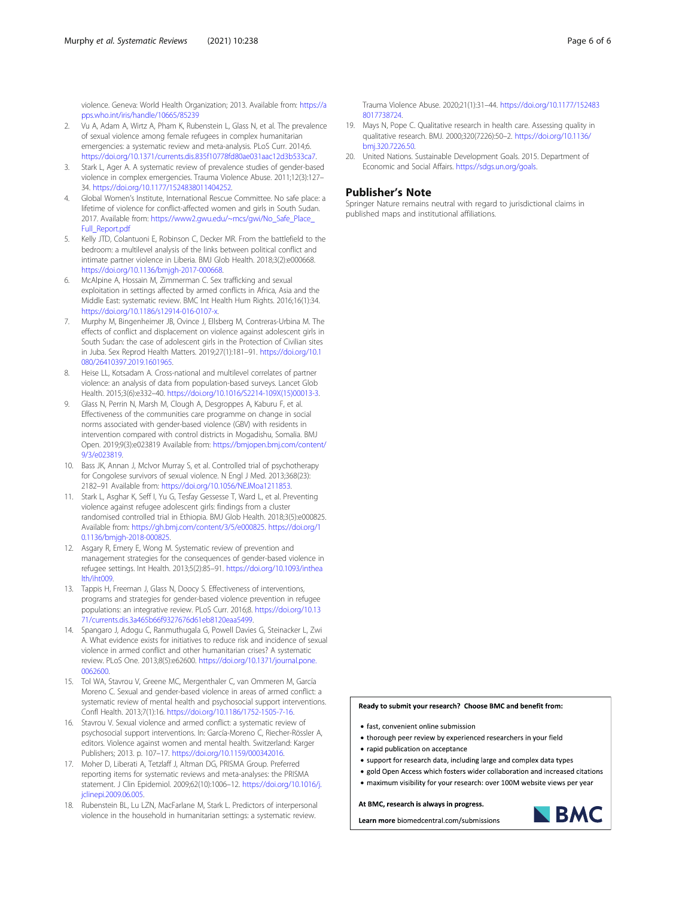violence. Geneva: World Health Organization; 2013. Available from: https://apps.who.int/iris/handle/10665/85239

2. Vu A, Adam A, Wirtz A, Pham K, Rubenstein L, Glass N, et al. The prevalence of sexual violence among female refugees in complex humanitarian emergencies: a systematic review and meta-analysis. PLoS Curr. 2014;6. https://doi.org/10.1371/currents.dis.835f10778fd80ae031aac12d3b533ca7.
3. Stark L, Ager A. A systematic review of prevalence studies of gender-based violence in complex emergencies. Trauma Violence Abuse. 2011;12(3):127–34. https://doi.org/10.1177/1524838011404252.
4. Global Women's Institute, International Rescue Committee. No safe place: a lifetime of violence for conflict-affected women and girls in South Sudan. 2017. Available from: https://www2.gwu.edu/~mcs/gwi/No_Safe_Place_Full_Report.pdf
5. Kelly JTD, Colantuoni E, Robinson C, Decker MR. From the battlefield to the bedroom: a multilevel analysis of the links between political conflict and intimate partner violence in Liberia. BMJ Glob Health. 2018;3(2):e000668. https://doi.org/10.1136/bmjgh-2017-000668.
6. McAlpine A, Hossain M, Zimmerman C. Sex trafficking and sexual exploitation in settings affected by armed conflicts in Africa, Asia and the Middle East: systematic review. BMC Int Health Hum Rights. 2016;16(1):34. https://doi.org/10.1186/s12914-016-0107-x.
7. Murphy M, Bingenheimer JB, Ovince J, Ellsberg M, Contreras-Urbina M. The effects of conflict and displacement on violence against adolescent girls in South Sudan: the case of adolescent girls in the Protection of Civilian sites in Juba. Sex Reprod Health Matters. 2019;27(1):181–91. https://doi.org/10.1080/26410397.2019.1601965.
8. Heise LL, Kotsadam A. Cross-national and multilevel correlates of partner violence: an analysis of data from population-based surveys. Lancet Glob Health. 2015;3(6):e332–40. https://doi.org/10.1016/S2214-109X(15)00013-3.
9. Glass N, Perrin N, Marsh M, Clough A, Desgroppes A, Kaburu F, et al. Effectiveness of the communities care programme on change in social norms associated with gender-based violence (GBV) with residents in intervention compared with control districts in Mogadishu, Somalia. BMJ Open. 2019;9(3):e023819 Available from: https://bmjopen.bmj.com/content/9/3/e023819.
10. Bass JK, Annan J, McIvor Murray S, et al. Controlled trial of psychotherapy for Congolese survivors of sexual violence. N Engl J Med. 2013;368(23):2182–91 Available from: https://doi.org/10.1056/NEJMoa1211853.
11. Stark L, Asghar K, Seff I, Yu G, Tesfay Gessesse T, Ward L, et al. Preventing violence against refugee adolescent girls: findings from a cluster randomised controlled trial in Ethiopia. BMJ Glob Health. 2018;3(5):e000825. Available from: https://gh.bmj.com/content/3/5/e000825. https://doi.org/10.1136/bmjgh-2018-000825.
12. Asgary R, Emery E, Wong M. Systematic review of prevention and management strategies for the consequences of gender-based violence in refugee settings. Int Health. 2013;5(2):85–91. https://doi.org/10.1093/inthealth/iht009.
13. Tappis H, Freeman J, Glass N, Doocy S. Effectiveness of interventions, programs and strategies for gender-based violence prevention in refugee populations: an integrative review. PLoS Curr. 2016;8. https://doi.org/10.1371/currents.dis.3a465b66f9327676d61eb8120eaa5499.
14. Spangaro J, Adogu C, Ranmuthugala G, Powell Davies G, Steinacker L, Zwi A. What evidence exists for initiatives to reduce risk and incidence of sexual violence in armed conflict and other humanitarian crises? A systematic review. PLoS One. 2013;8(5):e62600. https://doi.org/10.1371/journal.pone.0062600.
15. Tol WA, Stavrou V, Greene MC, Mergenthaler C, van Ommeren M, García Moreno C. Sexual and gender-based violence in areas of armed conflict: a systematic review of mental health and psychosocial support interventions. Confl Health. 2013;7(1):16. https://doi.org/10.1186/1752-1505-7-16.
16. Stavrou V. Sexual violence and armed conflict: a systematic review of psychosocial support interventions. In: García-Moreno C, Riecher-Rössler A, editors. Violence against women and mental health. Switzerland: Karger Publishers; 2013. p. 107–17. https://doi.org/10.1159/000342016.
17. Moher D, Liberati A, Tetzlaff J, Altman DG, PRISMA Group. Preferred reporting items for systematic reviews and meta-analyses: the PRISMA statement. J Clin Epidemiol. 2009;62(10):1006–12. https://doi.org/10.1016/j.jclinepi.2009.06.005.
18. Rubenstein BL, Lu LZN, MacFarlane M, Stark L. Predictors of interpersonal violence in the household in humanitarian settings: a systematic review. Trauma Violence Abuse. 2020;21(1):31–44. https://doi.org/10.1177/1524838017738724.
19. Mays N, Pope C. Qualitative research in health care. Assessing quality in qualitative research. BMJ. 2000;320(7226):50–2. https://doi.org/10.1136/bmj.320.7226.50.
20. United Nations. Sustainable Development Goals. 2015. Department of Economic and Social Affairs. https://sdgs.un.org/goals.

## Publisher's Note

Springer Nature remains neutral with regard to jurisdictional claims in published maps and institutional affiliations.

**Ready to submit your research? Choose BMC and benefit from:**

- fast, convenient online submission
- thorough peer review by experienced researchers in your field
- rapid publication on acceptance
- support for research data, including large and complex data types
- gold Open Access which fosters wider collaboration and increased citations
- maximum visibility for your research: over 100M website views per year

**At BMC, research is always in progress.**

**Learn more** biomedcentral.com/submissions

BMC